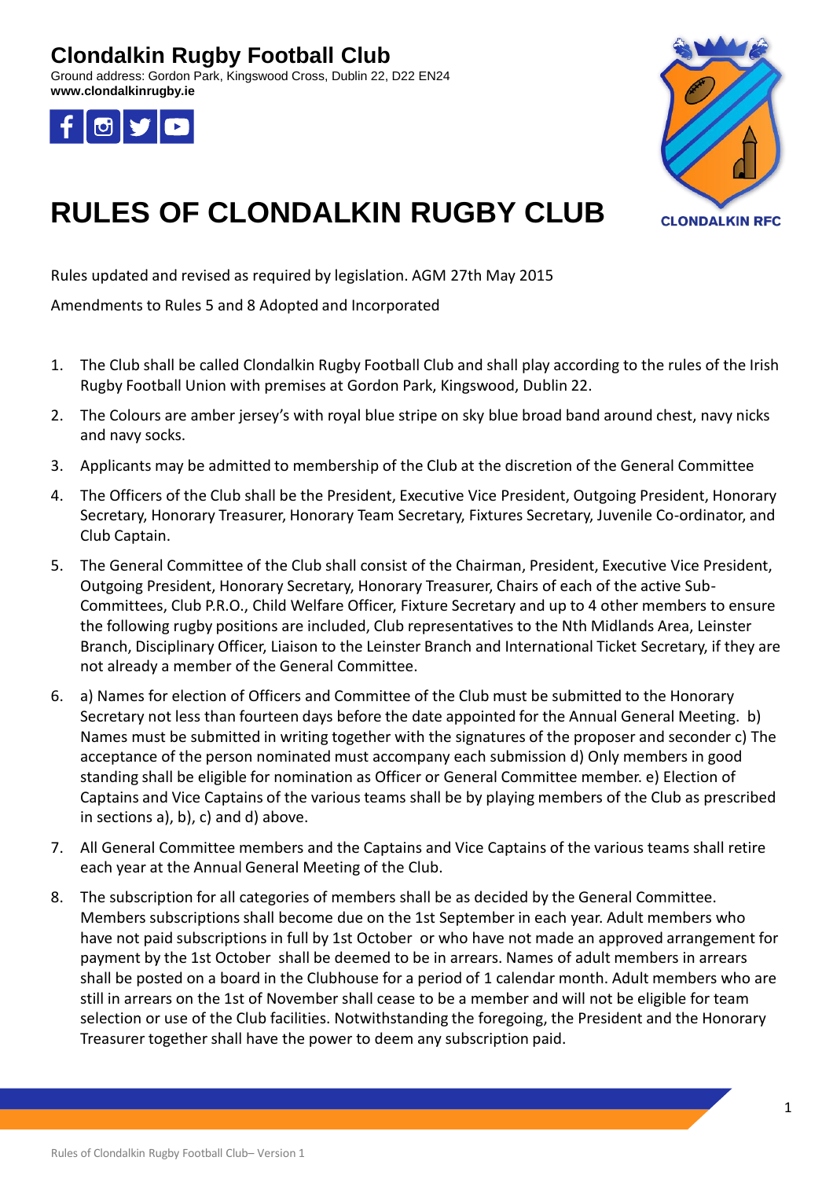# Clondalkin Rugby Football Club

Ground address: Gordon Park, Kingswood Cross, Dublin 22, D22 EN24
**www.clondalkinrugby.ie**

CLONDALKIN RFC

# RULES OF CLONDALKIN RUGBY CLUB

Rules updated and revised as required by legislation. AGM 27th May 2015

Amendments to Rules 5 and 8 Adopted and Incorporated

1. The Club shall be called Clondalkin Rugby Football Club and shall play according to the rules of the Irish Rugby Football Union with premises at Gordon Park, Kingswood, Dublin 22.
2. The Colours are amber jersey's with royal blue stripe on sky blue broad band around chest, navy nicks and navy socks.
3. Applicants may be admitted to membership of the Club at the discretion of the General Committee
4. The Officers of the Club shall be the President, Executive Vice President, Outgoing President, Honorary Secretary, Honorary Treasurer, Honorary Team Secretary, Fixtures Secretary, Juvenile Co-ordinator, and Club Captain.
5. The General Committee of the Club shall consist of the Chairman, President, Executive Vice President, Outgoing President, Honorary Secretary, Honorary Treasurer, Chairs of each of the active Sub-Committees, Club P.R.O., Child Welfare Officer, Fixture Secretary and up to 4 other members to ensure the following rugby positions are included, Club representatives to the Nth Midlands Area, Leinster Branch, Disciplinary Officer, Liaison to the Leinster Branch and International Ticket Secretary, if they are not already a member of the General Committee.
6. a) Names for election of Officers and Committee of the Club must be submitted to the Honorary Secretary not less than fourteen days before the date appointed for the Annual General Meeting. b) Names must be submitted in writing together with the signatures of the proposer and seconder c) The acceptance of the person nominated must accompany each submission d) Only members in good standing shall be eligible for nomination as Officer or General Committee member. e) Election of Captains and Vice Captains of the various teams shall be by playing members of the Club as prescribed in sections a), b), c) and d) above.
7. All General Committee members and the Captains and Vice Captains of the various teams shall retire each year at the Annual General Meeting of the Club.
8. The subscription for all categories of members shall be as decided by the General Committee. Members subscriptions shall become due on the 1st September in each year. Adult members who have not paid subscriptions in full by 1st October or who have not made an approved arrangement for payment by the 1st October shall be deemed to be in arrears. Names of adult members in arrears shall be posted on a board in the Clubhouse for a period of 1 calendar month. Adult members who are still in arrears on the 1st of November shall cease to be a member and will not be eligible for team selection or use of the Club facilities. Notwithstanding the foregoing, the President and the Honorary Treasurer together shall have the power to deem any subscription paid.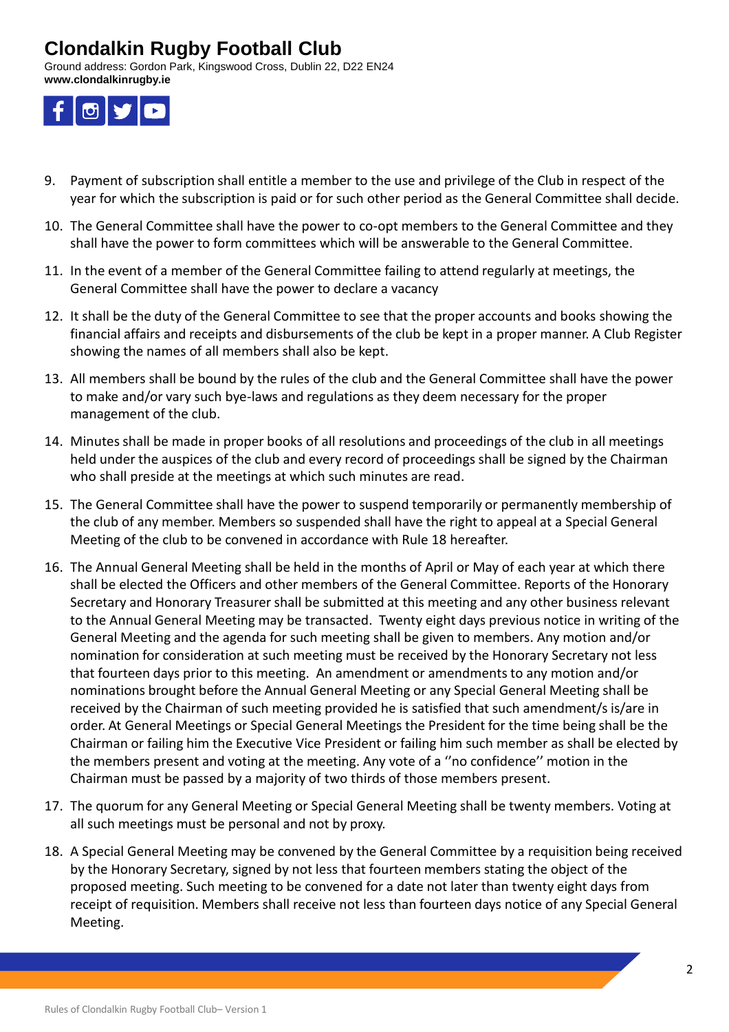9. Payment of subscription shall entitle a member to the use and privilege of the Club in respect of the year for which the subscription is paid or for such other period as the General Committee shall decide.
10. The General Committee shall have the power to co-opt members to the General Committee and they shall have the power to form committees which will be answerable to the General Committee.
11. In the event of a member of the General Committee failing to attend regularly at meetings, the General Committee shall have the power to declare a vacancy
12. It shall be the duty of the General Committee to see that the proper accounts and books showing the financial affairs and receipts and disbursements of the club be kept in a proper manner. A Club Register showing the names of all members shall also be kept.
13. All members shall be bound by the rules of the club and the General Committee shall have the power to make and/or vary such bye-laws and regulations as they deem necessary for the proper management of the club.
14. Minutes shall be made in proper books of all resolutions and proceedings of the club in all meetings held under the auspices of the club and every record of proceedings shall be signed by the Chairman who shall preside at the meetings at which such minutes are read.
15. The General Committee shall have the power to suspend temporarily or permanently membership of the club of any member. Members so suspended shall have the right to appeal at a Special General Meeting of the club to be convened in accordance with Rule 18 hereafter.
16. The Annual General Meeting shall be held in the months of April or May of each year at which there shall be elected the Officers and other members of the General Committee. Reports of the Honorary Secretary and Honorary Treasurer shall be submitted at this meeting and any other business relevant to the Annual General Meeting may be transacted. Twenty eight days previous notice in writing of the General Meeting and the agenda for such meeting shall be given to members. Any motion and/or nomination for consideration at such meeting must be received by the Honorary Secretary not less that fourteen days prior to this meeting. An amendment or amendments to any motion and/or nominations brought before the Annual General Meeting or any Special General Meeting shall be received by the Chairman of such meeting provided he is satisfied that such amendment/s is/are in order. At General Meetings or Special General Meetings the President for the time being shall be the Chairman or failing him the Executive Vice President or failing him such member as shall be elected by the members present and voting at the meeting. Any vote of a ''no confidence'' motion in the Chairman must be passed by a majority of two thirds of those members present.
17. The quorum for any General Meeting or Special General Meeting shall be twenty members. Voting at all such meetings must be personal and not by proxy.
18. A Special General Meeting may be convened by the General Committee by a requisition being received by the Honorary Secretary, signed by not less that fourteen members stating the object of the proposed meeting. Such meeting to be convened for a date not later than twenty eight days from receipt of requisition. Members shall receive not less than fourteen days notice of any Special General Meeting.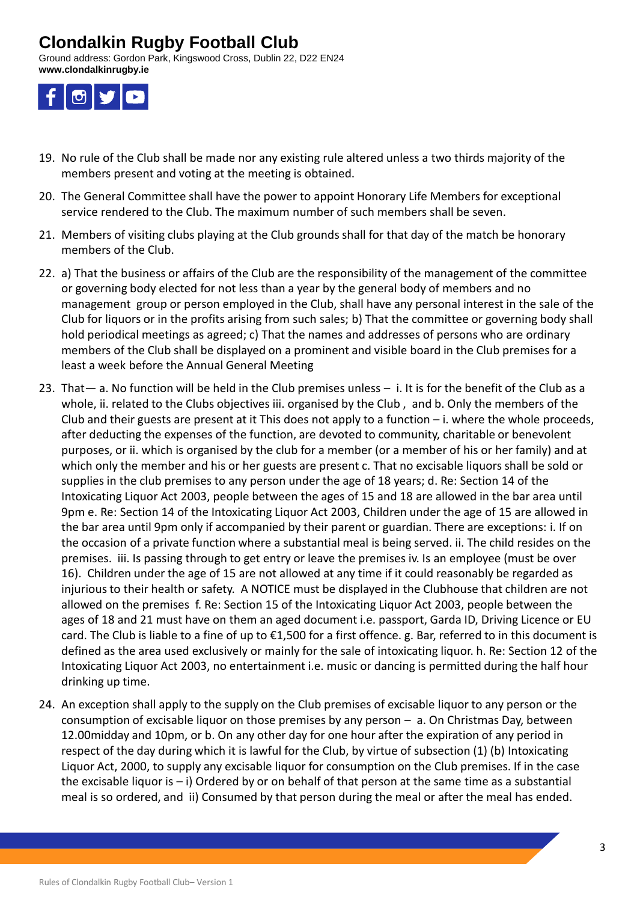# Clondalkin Rugby Football Club

Ground address: Gordon Park, Kingswood Cross, Dublin 22, D22 EN24
**www.clondalkinrugby.ie**

19. No rule of the Club shall be made nor any existing rule altered unless a two thirds majority of the members present and voting at the meeting is obtained.

20. The General Committee shall have the power to appoint Honorary Life Members for exceptional service rendered to the Club. The maximum number of such members shall be seven.

21. Members of visiting clubs playing at the Club grounds shall for that day of the match be honorary members of the Club.

22. a) That the business or affairs of the Club are the responsibility of the management of the committee or governing body elected for not less than a year by the general body of members and no management group or person employed in the Club, shall have any personal interest in the sale of the Club for liquors or in the profits arising from such sales; b) That the committee or governing body shall hold periodical meetings as agreed; c) That the names and addresses of persons who are ordinary members of the Club shall be displayed on a prominent and visible board in the Club premises for a least a week before the Annual General Meeting

23. That— a. No function will be held in the Club premises unless – i. It is for the benefit of the Club as a whole, ii. related to the Clubs objectives iii. organised by the Club , and b. Only the members of the Club and their guests are present at it This does not apply to a function – i. where the whole proceeds, after deducting the expenses of the function, are devoted to community, charitable or benevolent purposes, or ii. which is organised by the club for a member (or a member of his or her family) and at which only the member and his or her guests are present c. That no excisable liquors shall be sold or supplies in the club premises to any person under the age of 18 years; d. Re: Section 14 of the Intoxicating Liquor Act 2003, people between the ages of 15 and 18 are allowed in the bar area until 9pm e. Re: Section 14 of the Intoxicating Liquor Act 2003, Children under the age of 15 are allowed in the bar area until 9pm only if accompanied by their parent or guardian. There are exceptions: i. If on the occasion of a private function where a substantial meal is being served. ii. The child resides on the premises. iii. Is passing through to get entry or leave the premises iv. Is an employee (must be over 16). Children under the age of 15 are not allowed at any time if it could reasonably be regarded as injurious to their health or safety. A NOTICE must be displayed in the Clubhouse that children are not allowed on the premises f. Re: Section 15 of the Intoxicating Liquor Act 2003, people between the ages of 18 and 21 must have on them an aged document i.e. passport, Garda ID, Driving Licence or EU card. The Club is liable to a fine of up to €1,500 for a first offence. g. Bar, referred to in this document is defined as the area used exclusively or mainly for the sale of intoxicating liquor. h. Re: Section 12 of the Intoxicating Liquor Act 2003, no entertainment i.e. music or dancing is permitted during the half hour drinking up time.

24. An exception shall apply to the supply on the Club premises of excisable liquor to any person or the consumption of excisable liquor on those premises by any person – a. On Christmas Day, between 12.00midday and 10pm, or b. On any other day for one hour after the expiration of any period in respect of the day during which it is lawful for the Club, by virtue of subsection (1) (b) Intoxicating Liquor Act, 2000, to supply any excisable liquor for consumption on the Club premises. If in the case the excisable liquor is – i) Ordered by or on behalf of that person at the same time as a substantial meal is so ordered, and ii) Consumed by that person during the meal or after the meal has ended.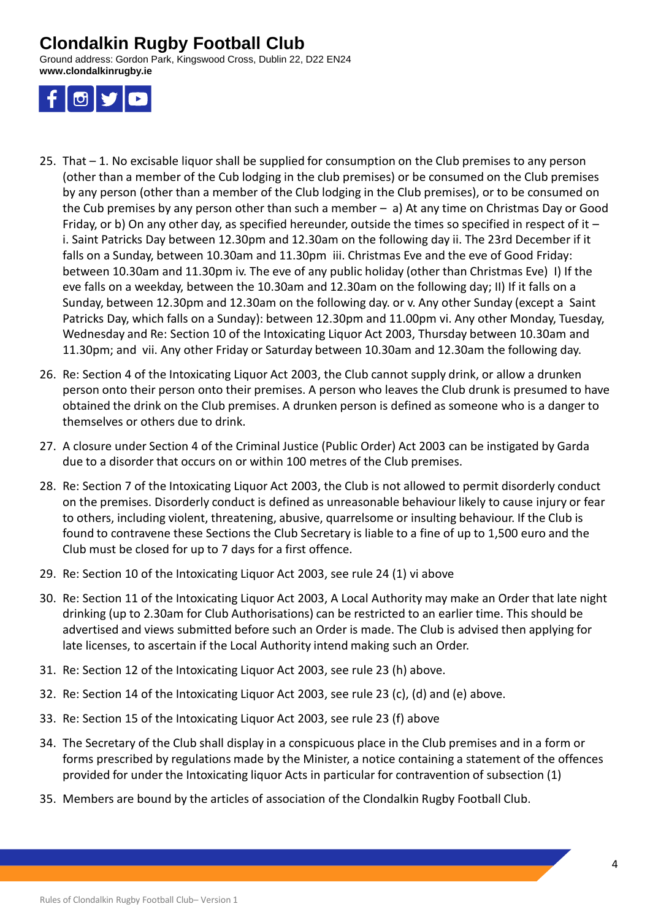# Clondalkin Rugby Football Club

Ground address: Gordon Park, Kingswood Cross, Dublin 22, D22 EN24
**www.clondalkinrugby.ie**

25. That – 1. No excisable liquor shall be supplied for consumption on the Club premises to any person (other than a member of the Cub lodging in the club premises) or be consumed on the Club premises by any person (other than a member of the Club lodging in the Club premises), or to be consumed on the Cub premises by any person other than such a member – a) At any time on Christmas Day or Good Friday, or b) On any other day, as specified hereunder, outside the times so specified in respect of it – i. Saint Patricks Day between 12.30pm and 12.30am on the following day ii. The 23rd December if it falls on a Sunday, between 10.30am and 11.30pm iii. Christmas Eve and the eve of Good Friday: between 10.30am and 11.30pm iv. The eve of any public holiday (other than Christmas Eve) I) If the eve falls on a weekday, between the 10.30am and 12.30am on the following day; II) If it falls on a Sunday, between 12.30pm and 12.30am on the following day. or v. Any other Sunday (except a Saint Patricks Day, which falls on a Sunday): between 12.30pm and 11.00pm vi. Any other Monday, Tuesday, Wednesday and Re: Section 10 of the Intoxicating Liquor Act 2003, Thursday between 10.30am and 11.30pm; and vii. Any other Friday or Saturday between 10.30am and 12.30am the following day.
26. Re: Section 4 of the Intoxicating Liquor Act 2003, the Club cannot supply drink, or allow a drunken person onto their person onto their premises. A person who leaves the Club drunk is presumed to have obtained the drink on the Club premises. A drunken person is defined as someone who is a danger to themselves or others due to drink.
27. A closure under Section 4 of the Criminal Justice (Public Order) Act 2003 can be instigated by Garda due to a disorder that occurs on or within 100 metres of the Club premises.
28. Re: Section 7 of the Intoxicating Liquor Act 2003, the Club is not allowed to permit disorderly conduct on the premises. Disorderly conduct is defined as unreasonable behaviour likely to cause injury or fear to others, including violent, threatening, abusive, quarrelsome or insulting behaviour. If the Club is found to contravene these Sections the Club Secretary is liable to a fine of up to 1,500 euro and the Club must be closed for up to 7 days for a first offence.
29. Re: Section 10 of the Intoxicating Liquor Act 2003, see rule 24 (1) vi above
30. Re: Section 11 of the Intoxicating Liquor Act 2003, A Local Authority may make an Order that late night drinking (up to 2.30am for Club Authorisations) can be restricted to an earlier time. This should be advertised and views submitted before such an Order is made. The Club is advised then applying for late licenses, to ascertain if the Local Authority intend making such an Order.
31. Re: Section 12 of the Intoxicating Liquor Act 2003, see rule 23 (h) above.
32. Re: Section 14 of the Intoxicating Liquor Act 2003, see rule 23 (c), (d) and (e) above.
33. Re: Section 15 of the Intoxicating Liquor Act 2003, see rule 23 (f) above
34. The Secretary of the Club shall display in a conspicuous place in the Club premises and in a form or forms prescribed by regulations made by the Minister, a notice containing a statement of the offences provided for under the Intoxicating liquor Acts in particular for contravention of subsection (1)
35. Members are bound by the articles of association of the Clondalkin Rugby Football Club.